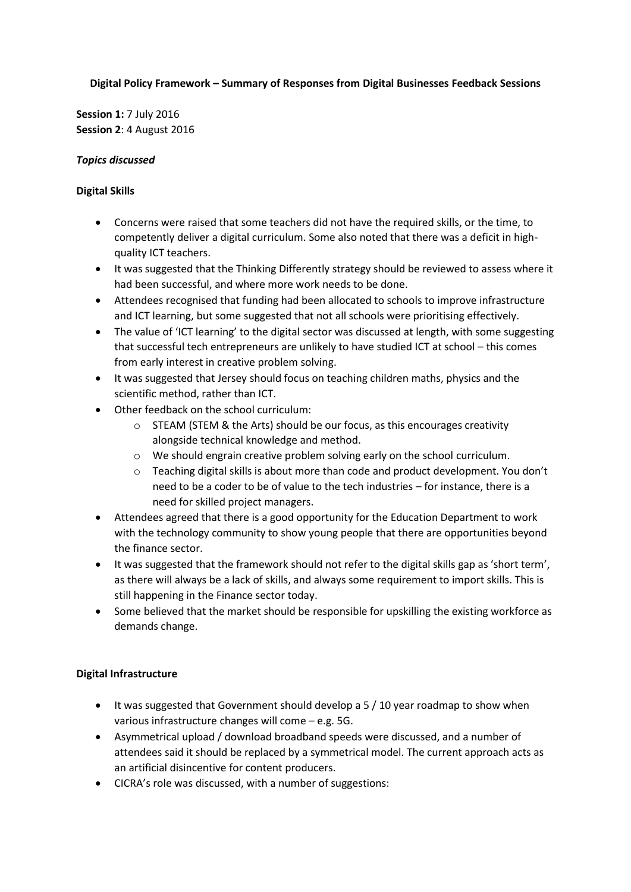**Digital Policy Framework – Summary of Responses from Digital Businesses Feedback Sessions**

**Session 1:** 7 July 2016
**Session 2**: 4 August 2016

***Topics discussed***

**Digital Skills**

- Concerns were raised that some teachers did not have the required skills, or the time, to competently deliver a digital curriculum. Some also noted that there was a deficit in high-quality ICT teachers.
- It was suggested that the Thinking Differently strategy should be reviewed to assess where it had been successful, and where more work needs to be done.
- Attendees recognised that funding had been allocated to schools to improve infrastructure and ICT learning, but some suggested that not all schools were prioritising effectively.
- The value of 'ICT learning' to the digital sector was discussed at length, with some suggesting that successful tech entrepreneurs are unlikely to have studied ICT at school – this comes from early interest in creative problem solving.
- It was suggested that Jersey should focus on teaching children maths, physics and the scientific method, rather than ICT.
- Other feedback on the school curriculum:
    - STEAM (STEM & the Arts) should be our focus, as this encourages creativity alongside technical knowledge and method.
    - We should engrain creative problem solving early on the school curriculum.
    - Teaching digital skills is about more than code and product development. You don't need to be a coder to be of value to the tech industries – for instance, there is a need for skilled project managers.
- Attendees agreed that there is a good opportunity for the Education Department to work with the technology community to show young people that there are opportunities beyond the finance sector.
- It was suggested that the framework should not refer to the digital skills gap as 'short term', as there will always be a lack of skills, and always some requirement to import skills. This is still happening in the Finance sector today.
- Some believed that the market should be responsible for upskilling the existing workforce as demands change.

**Digital Infrastructure**

- It was suggested that Government should develop a 5 / 10 year roadmap to show when various infrastructure changes will come – e.g. 5G.
- Asymmetrical upload / download broadband speeds were discussed, and a number of attendees said it should be replaced by a symmetrical model. The current approach acts as an artificial disincentive for content producers.
- CICRA's role was discussed, with a number of suggestions: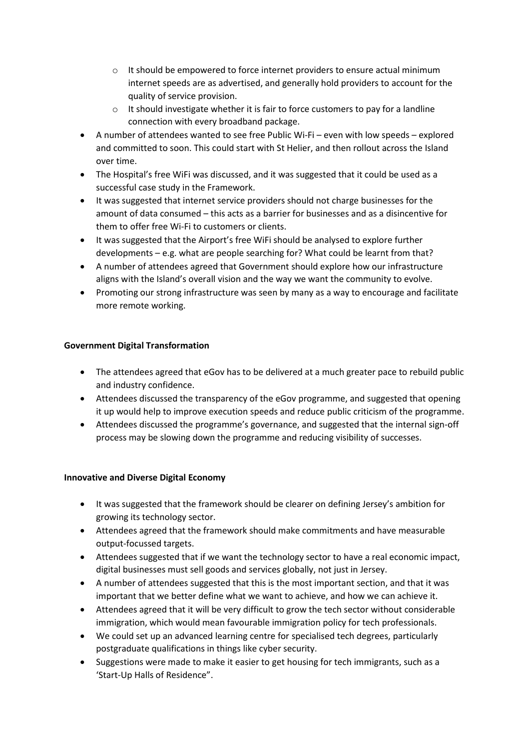- It should be empowered to force internet providers to ensure actual minimum internet speeds are as advertised, and generally hold providers to account for the quality of service provision.
  - It should investigate whether it is fair to force customers to pay for a landline connection with every broadband package.
- A number of attendees wanted to see free Public Wi-Fi – even with low speeds – explored and committed to soon. This could start with St Helier, and then rollout across the Island over time.
- The Hospital's free WiFi was discussed, and it was suggested that it could be used as a successful case study in the Framework.
- It was suggested that internet service providers should not charge businesses for the amount of data consumed – this acts as a barrier for businesses and as a disincentive for them to offer free Wi-Fi to customers or clients.
- It was suggested that the Airport's free WiFi should be analysed to explore further developments – e.g. what are people searching for? What could be learnt from that?
- A number of attendees agreed that Government should explore how our infrastructure aligns with the Island's overall vision and the way we want the community to evolve.
- Promoting our strong infrastructure was seen by many as a way to encourage and facilitate more remote working.

**Government Digital Transformation**

- The attendees agreed that eGov has to be delivered at a much greater pace to rebuild public and industry confidence.
- Attendees discussed the transparency of the eGov programme, and suggested that opening it up would help to improve execution speeds and reduce public criticism of the programme.
- Attendees discussed the programme's governance, and suggested that the internal sign-off process may be slowing down the programme and reducing visibility of successes.

**Innovative and Diverse Digital Economy**

- It was suggested that the framework should be clearer on defining Jersey's ambition for growing its technology sector.
- Attendees agreed that the framework should make commitments and have measurable output-focussed targets.
- Attendees suggested that if we want the technology sector to have a real economic impact, digital businesses must sell goods and services globally, not just in Jersey.
- A number of attendees suggested that this is the most important section, and that it was important that we better define what we want to achieve, and how we can achieve it.
- Attendees agreed that it will be very difficult to grow the tech sector without considerable immigration, which would mean favourable immigration policy for tech professionals.
- We could set up an advanced learning centre for specialised tech degrees, particularly postgraduate qualifications in things like cyber security.
- Suggestions were made to make it easier to get housing for tech immigrants, such as a 'Start-Up Halls of Residence".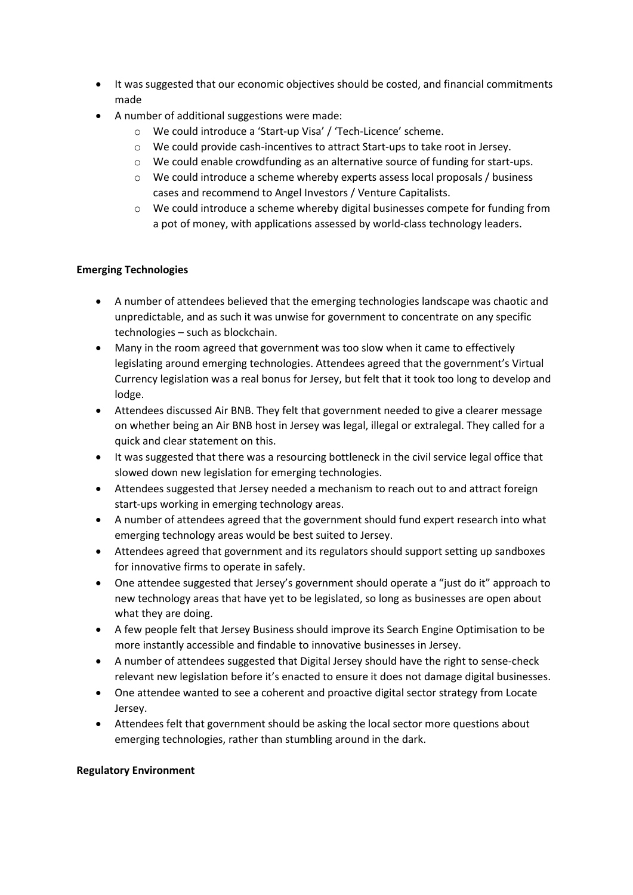- It was suggested that our economic objectives should be costed, and financial commitments made
- A number of additional suggestions were made:
    - We could introduce a 'Start-up Visa' / 'Tech-Licence' scheme.
    - We could provide cash-incentives to attract Start-ups to take root in Jersey.
    - We could enable crowdfunding as an alternative source of funding for start-ups.
    - We could introduce a scheme whereby experts assess local proposals / business cases and recommend to Angel Investors / Venture Capitalists.
    - We could introduce a scheme whereby digital businesses compete for funding from a pot of money, with applications assessed by world-class technology leaders.

**Emerging Technologies**

- A number of attendees believed that the emerging technologies landscape was chaotic and unpredictable, and as such it was unwise for government to concentrate on any specific technologies – such as blockchain.
- Many in the room agreed that government was too slow when it came to effectively legislating around emerging technologies. Attendees agreed that the government's Virtual Currency legislation was a real bonus for Jersey, but felt that it took too long to develop and lodge.
- Attendees discussed Air BNB. They felt that government needed to give a clearer message on whether being an Air BNB host in Jersey was legal, illegal or extralegal. They called for a quick and clear statement on this.
- It was suggested that there was a resourcing bottleneck in the civil service legal office that slowed down new legislation for emerging technologies.
- Attendees suggested that Jersey needed a mechanism to reach out to and attract foreign start-ups working in emerging technology areas.
- A number of attendees agreed that the government should fund expert research into what emerging technology areas would be best suited to Jersey.
- Attendees agreed that government and its regulators should support setting up sandboxes for innovative firms to operate in safely.
- One attendee suggested that Jersey's government should operate a "just do it" approach to new technology areas that have yet to be legislated, so long as businesses are open about what they are doing.
- A few people felt that Jersey Business should improve its Search Engine Optimisation to be more instantly accessible and findable to innovative businesses in Jersey.
- A number of attendees suggested that Digital Jersey should have the right to sense-check relevant new legislation before it's enacted to ensure it does not damage digital businesses.
- One attendee wanted to see a coherent and proactive digital sector strategy from Locate Jersey.
- Attendees felt that government should be asking the local sector more questions about emerging technologies, rather than stumbling around in the dark.

**Regulatory Environment**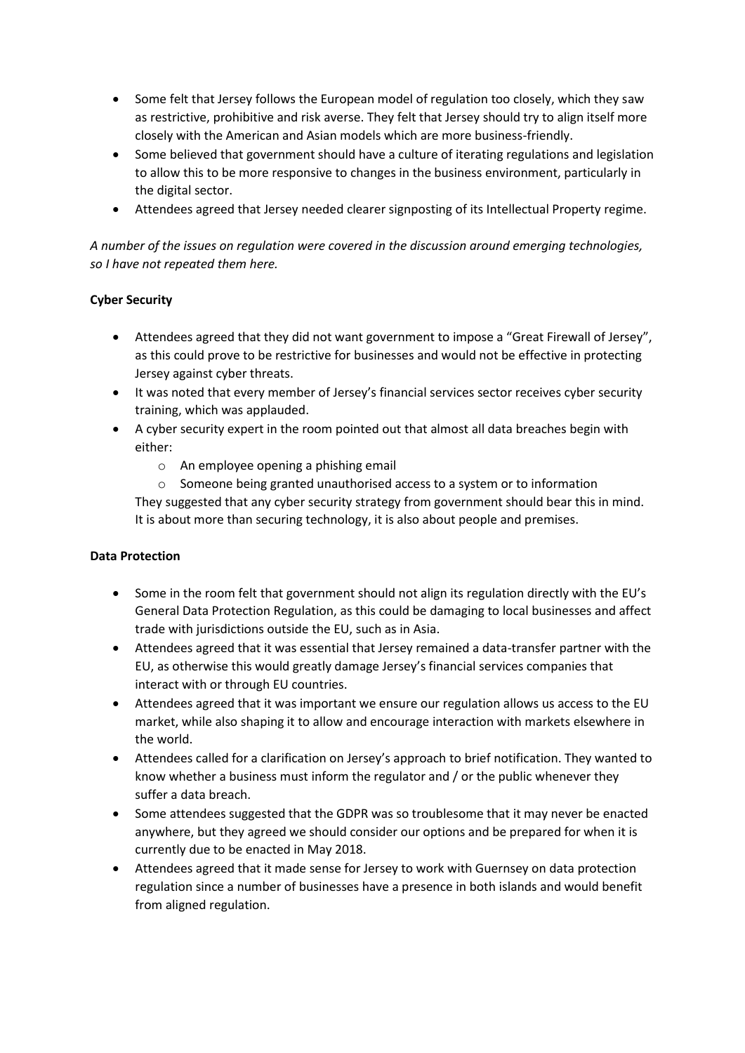- Some felt that Jersey follows the European model of regulation too closely, which they saw as restrictive, prohibitive and risk averse. They felt that Jersey should try to align itself more closely with the American and Asian models which are more business-friendly.
- Some believed that government should have a culture of iterating regulations and legislation to allow this to be more responsive to changes in the business environment, particularly in the digital sector.
- Attendees agreed that Jersey needed clearer signposting of its Intellectual Property regime.

*A number of the issues on regulation were covered in the discussion around emerging technologies, so I have not repeated them here.*

**Cyber Security**

- Attendees agreed that they did not want government to impose a "Great Firewall of Jersey", as this could prove to be restrictive for businesses and would not be effective in protecting Jersey against cyber threats.
- It was noted that every member of Jersey's financial services sector receives cyber security training, which was applauded.
- A cyber security expert in the room pointed out that almost all data breaches begin with either:
    - An employee opening a phishing email
    - Someone being granted unauthorised access to a system or to information

  They suggested that any cyber security strategy from government should bear this in mind. It is about more than securing technology, it is also about people and premises.

**Data Protection**

- Some in the room felt that government should not align its regulation directly with the EU's General Data Protection Regulation, as this could be damaging to local businesses and affect trade with jurisdictions outside the EU, such as in Asia.
- Attendees agreed that it was essential that Jersey remained a data-transfer partner with the EU, as otherwise this would greatly damage Jersey's financial services companies that interact with or through EU countries.
- Attendees agreed that it was important we ensure our regulation allows us access to the EU market, while also shaping it to allow and encourage interaction with markets elsewhere in the world.
- Attendees called for a clarification on Jersey's approach to brief notification. They wanted to know whether a business must inform the regulator and / or the public whenever they suffer a data breach.
- Some attendees suggested that the GDPR was so troublesome that it may never be enacted anywhere, but they agreed we should consider our options and be prepared for when it is currently due to be enacted in May 2018.
- Attendees agreed that it made sense for Jersey to work with Guernsey on data protection regulation since a number of businesses have a presence in both islands and would benefit from aligned regulation.